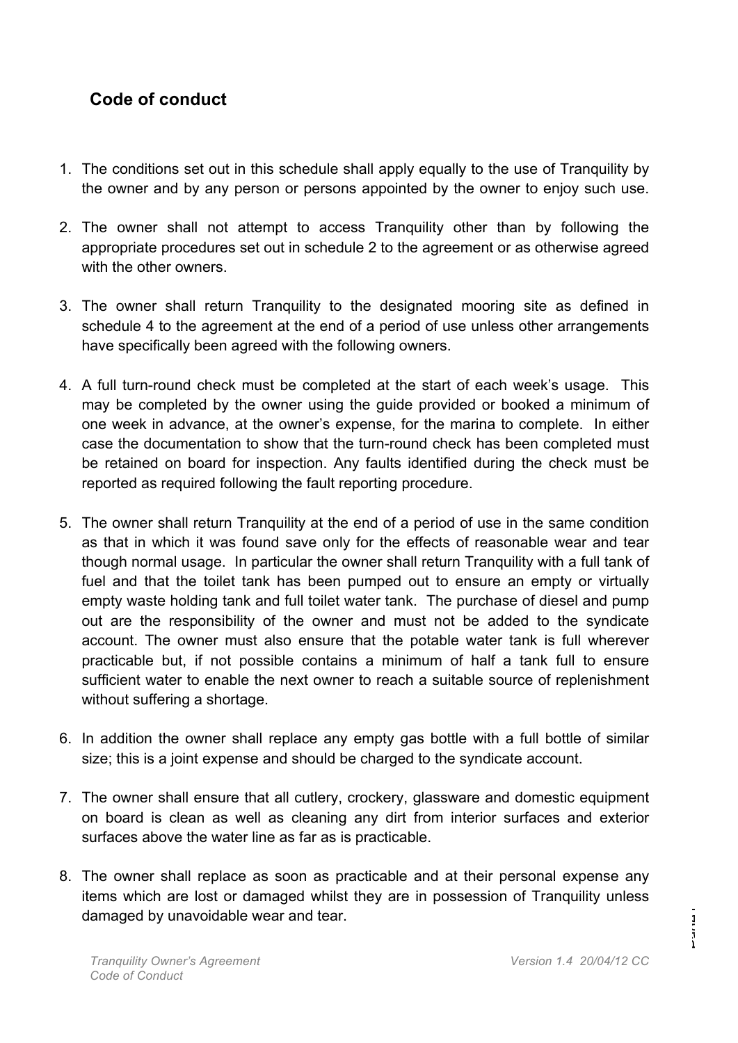## Code of conduct

1. The conditions set out in this schedule shall apply equally to the use of Tranquility by the owner and by any person or persons appointed by the owner to enjoy such use.

2. The owner shall not attempt to access Tranquility other than by following the appropriate procedures set out in schedule 2 to the agreement or as otherwise agreed with the other owners.

3. The owner shall return Tranquility to the designated mooring site as defined in schedule 4 to the agreement at the end of a period of use unless other arrangements have specifically been agreed with the following owners.

4. A full turn-round check must be completed at the start of each week's usage. This may be completed by the owner using the guide provided or booked a minimum of one week in advance, at the owner's expense, for the marina to complete. In either case the documentation to show that the turn-round check has been completed must be retained on board for inspection. Any faults identified during the check must be reported as required following the fault reporting procedure.

5. The owner shall return Tranquility at the end of a period of use in the same condition as that in which it was found save only for the effects of reasonable wear and tear though normal usage. In particular the owner shall return Tranquility with a full tank of fuel and that the toilet tank has been pumped out to ensure an empty or virtually empty waste holding tank and full toilet water tank. The purchase of diesel and pump out are the responsibility of the owner and must not be added to the syndicate account. The owner must also ensure that the potable water tank is full wherever practicable but, if not possible contains a minimum of half a tank full to ensure sufficient water to enable the next owner to reach a suitable source of replenishment without suffering a shortage.

6. In addition the owner shall replace any empty gas bottle with a full bottle of similar size; this is a joint expense and should be charged to the syndicate account.

7. The owner shall ensure that all cutlery, crockery, glassware and domestic equipment on board is clean as well as cleaning any dirt from interior surfaces and exterior surfaces above the water line as far as is practicable.

8. The owner shall replace as soon as practicable and at their personal expense any items which are lost or damaged whilst they are in possession of Tranquility unless damaged by unavoidable wear and tear.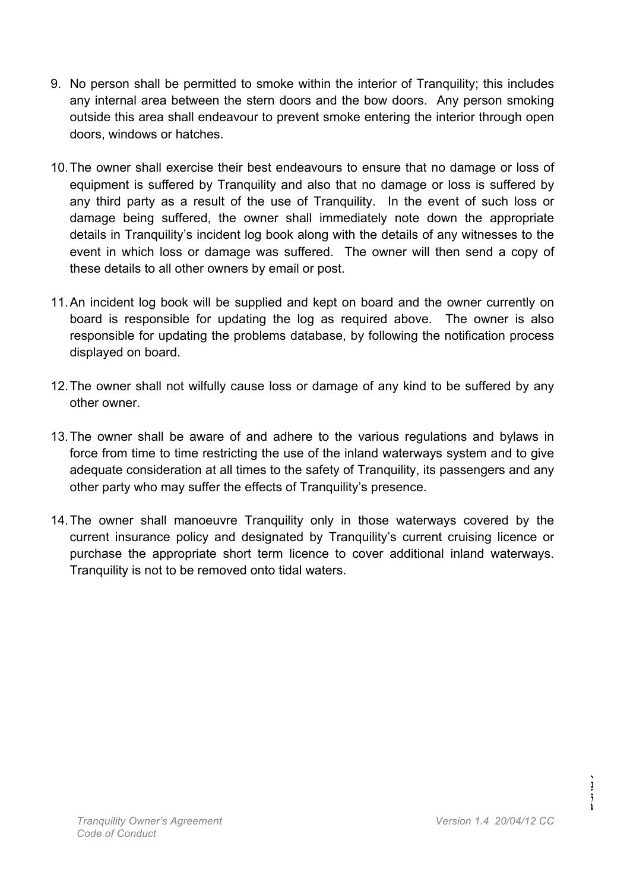9. No person shall be permitted to smoke within the interior of Tranquility; this includes any internal area between the stern doors and the bow doors. Any person smoking outside this area shall endeavour to prevent smoke entering the interior through open doors, windows or hatches.

10. The owner shall exercise their best endeavours to ensure that no damage or loss of equipment is suffered by Tranquility and also that no damage or loss is suffered by any third party as a result of the use of Tranquility. In the event of such loss or damage being suffered, the owner shall immediately note down the appropriate details in Tranquility's incident log book along with the details of any witnesses to the event in which loss or damage was suffered. The owner will then send a copy of these details to all other owners by email or post.

11. An incident log book will be supplied and kept on board and the owner currently on board is responsible for updating the log as required above. The owner is also responsible for updating the problems database, by following the notification process displayed on board.

12. The owner shall not wilfully cause loss or damage of any kind to be suffered by any other owner.

13. The owner shall be aware of and adhere to the various regulations and bylaws in force from time to time restricting the use of the inland waterways system and to give adequate consideration at all times to the safety of Tranquility, its passengers and any other party who may suffer the effects of Tranquility's presence.

14. The owner shall manoeuvre Tranquility only in those waterways covered by the current insurance policy and designated by Tranquility's current cruising licence or purchase the appropriate short term licence to cover additional inland waterways. Tranquility is not to be removed onto tidal waters.